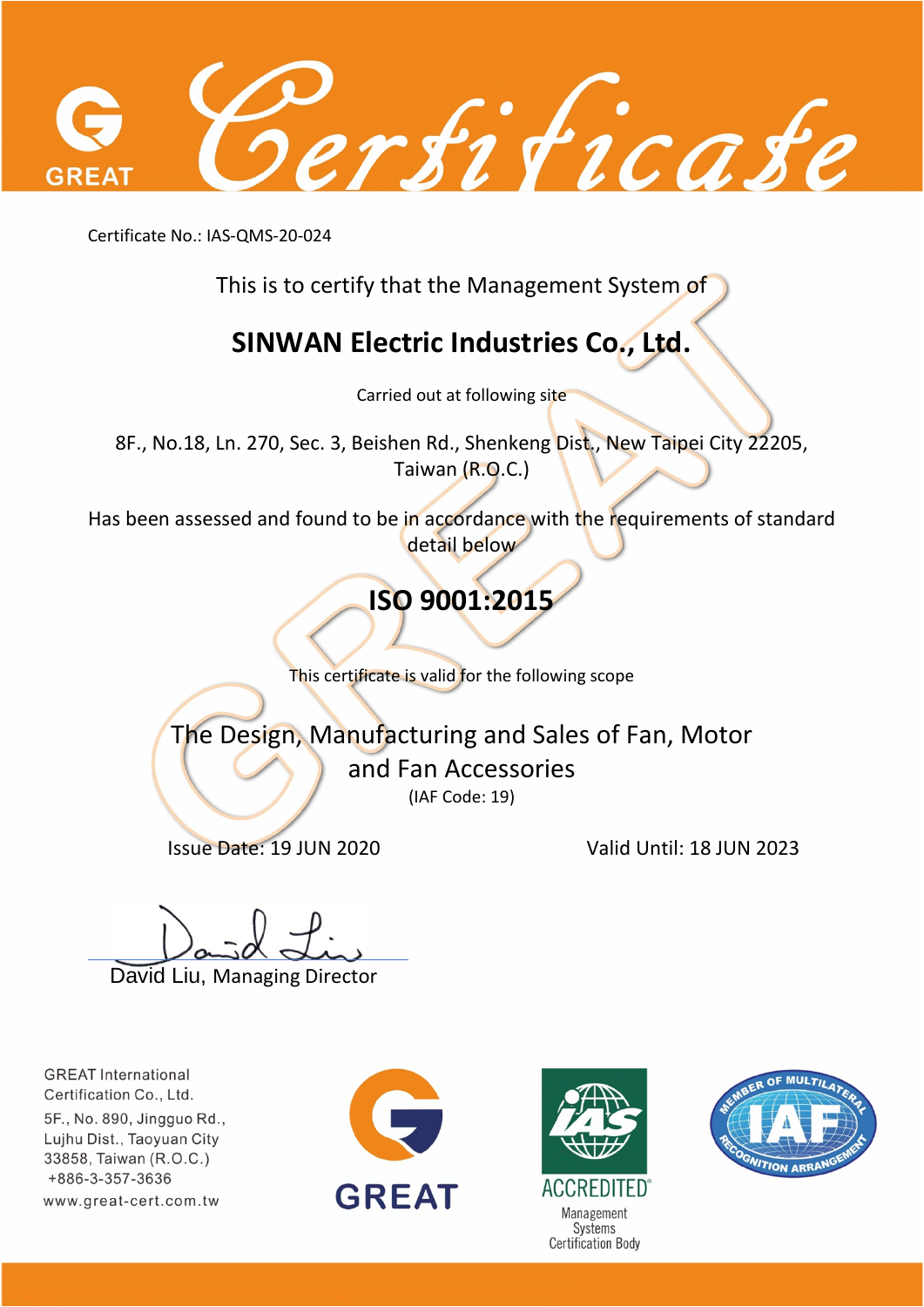# Certificate

Certificate No.: IAS-QMS-20-024

This is to certify that the Management System of

## SINWAN Electric Industries Co., Ltd.

Carried out at following site

8F., No.18, Ln. 270, Sec. 3, Beishen Rd., Shenkeng Dist., New Taipei City 22205, Taiwan (R.O.C.)

Has been assessed and found to be in accordance with the requirements of standard detail below

## ISO 9001:2015

This certificate is valid for the following scope

The Design, Manufacturing and Sales of Fan, Motor and Fan Accessories

(IAF Code: 19)

Issue Date: 19 JUN 2020

Valid Until: 18 JUN 2023

David Liu, Managing Director

GREAT International Certification Co., Ltd.
5F., No. 890, Jingguo Rd., Lujhu Dist., Taoyuan City 33858, Taiwan (R.O.C.)
+886-3-357-3636
www.great-cert.com.tw

GREAT

IAS ACCREDITED® Management Systems Certification Body

MEMBER OF MULTILATERAL RECOGNITION ARRANGEMENT IAF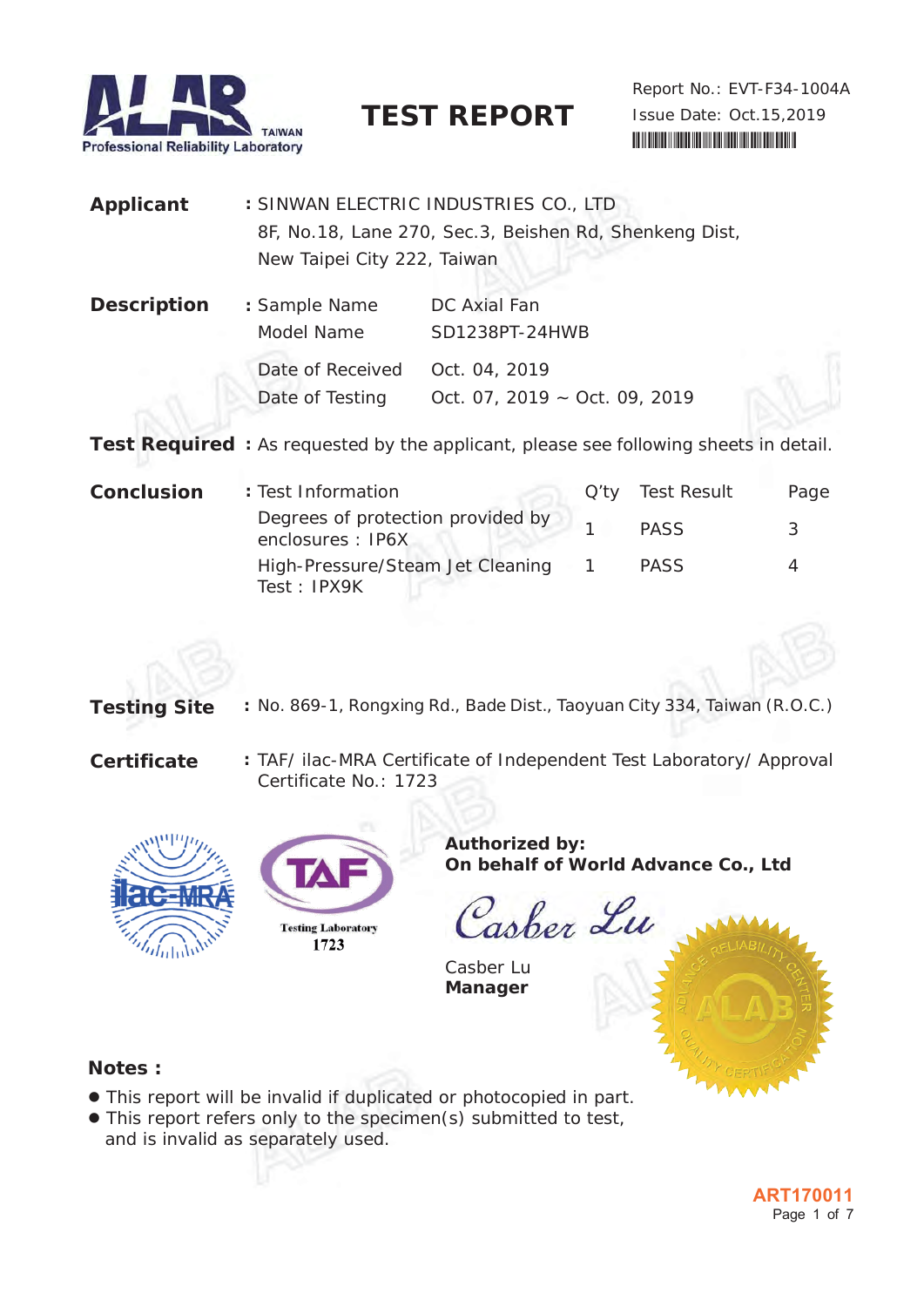# TEST REPORT

Professional Reliability Laboratory

Report No.: EVT-F34-1004A
Issue Date: Oct.15,2019

**Applicant** : SINWAN ELECTRIC INDUSTRIES CO., LTD
8F, No.18, Lane 270, Sec.3, Beishen Rd, Shenkeng Dist,
New Taipei City 222, Taiwan

**Description** :

| | |
|---|---|
| Sample Name | DC Axial Fan |
| Model Name | SD1238PT-24HWB |
| Date of Received | Oct. 04, 2019 |
| Date of Testing | Oct. 07, 2019 ~ Oct. 09, 2019 |

**Test Required** : As requested by the applicant, please see following sheets in detail.

**Conclusion** :

| Test Information | Q'ty | Test Result | Page |
|---|---|---|---|
| Degrees of protection provided by enclosures : IP6X | 1 | PASS | 3 |
| High-Pressure/Steam Jet Cleaning Test : IPX9K | 1 | PASS | 4 |

**Testing Site** : No. 869-1, Rongxing Rd., Bade Dist., Taoyuan City 334, Taiwan (R.O.C.)

**Certificate** : TAF/ ilac-MRA Certificate of Independent Test Laboratory/ Approval Certificate No.: 1723

ilac-MRA

TAF Testing Laboratory 1723

**Authorized by:**
**On behalf of World Advance Co., Ltd**

Casber Lu
**Manager**

**Notes :**

- This report will be invalid if duplicated or photocopied in part.
- This report refers only to the specimen(s) submitted to test, and is invalid as separately used.

ART170011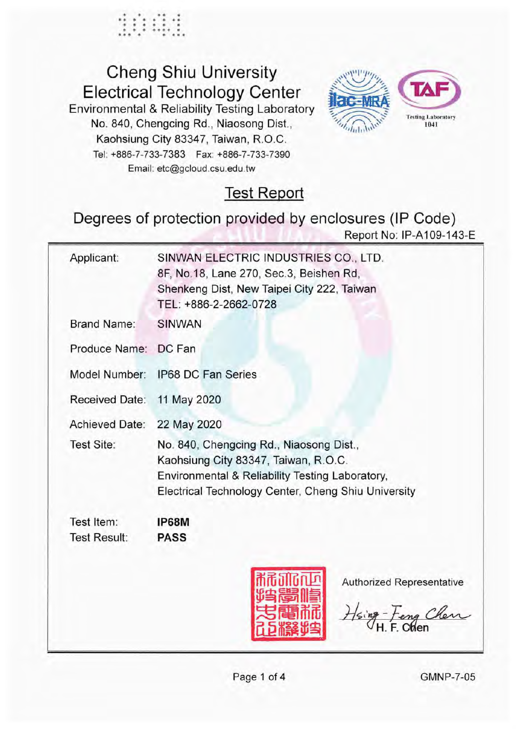# Cheng Shiu University
# Electrical Technology Center

Environmental & Reliability Testing Laboratory
No. 840, Chengcing Rd., Niaosong Dist.,
Kaohsiung City 83347, Taiwan, R.O.C.
Tel: +886-7-733-7383 Fax: +886-7-733-7390
Email: etc@gcloud.csu.edu.tw

ilac-MRA

TAF
Testing Laboratory
1041

## Test Report

## Degrees of protection provided by enclosures (IP Code)

Report No: IP-A109-143-E

| | |
|---|---|
| Applicant: | SINWAN ELECTRIC INDUSTRIES CO., LTD.<br>8F, No.18, Lane 270, Sec.3, Beishen Rd,<br>Shenkeng Dist, New Taipei City 222, Taiwan<br>TEL: +886-2-2662-0728 |
| Brand Name: | SINWAN |
| Produce Name: | DC Fan |
| Model Number: | IP68 DC Fan Series |
| Received Date: | 11 May 2020 |
| Achieved Date: | 22 May 2020 |
| Test Site: | No. 840, Chengcing Rd., Niaosong Dist.,<br>Kaohsiung City 83347, Taiwan, R.O.C.<br>Environmental & Reliability Testing Laboratory,<br>Electrical Technology Center, Cheng Shiu University |
| Test Item: | **IP68M** |
| Test Result: | **PASS** |

Authorized Representative

Hsing-Feng Chen
H. F. Chen

GMNP-7-05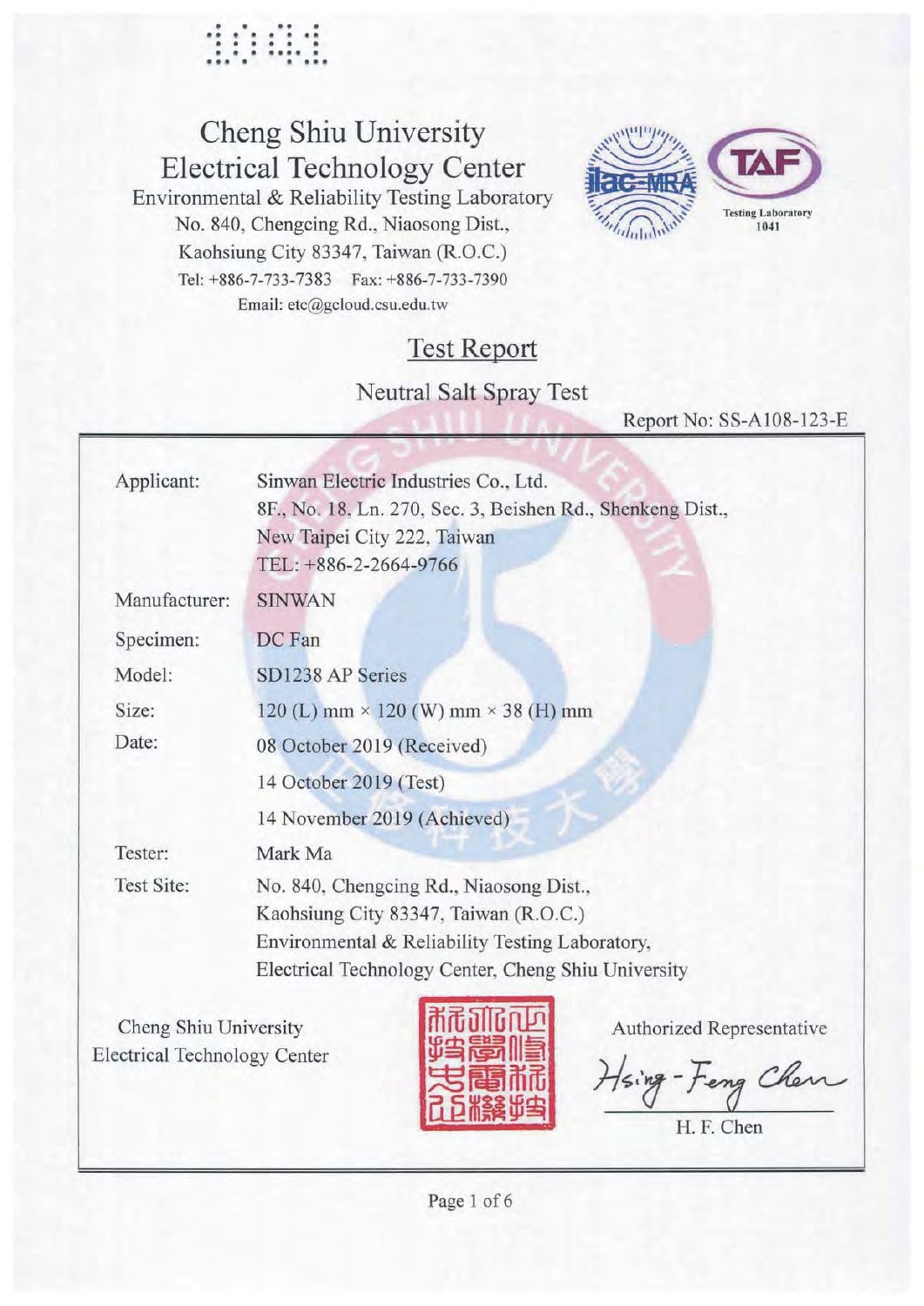# Cheng Shiu University
# Electrical Technology Center

Environmental & Reliability Testing Laboratory
No. 840, Chengcing Rd., Niaosong Dist.,
Kaohsiung City 83347, Taiwan (R.O.C.)
Tel: +886-7-733-7383 Fax: +886-7-733-7390
Email: etc@gcloud.csu.edu.tw

ilac-MRA TAF Testing Laboratory 1041

## Test Report

Neutral Salt Spray Test

Report No: SS-A108-123-E

| | |
|---|---|
| Applicant: | Sinwan Electric Industries Co., Ltd.<br>8F., No. 18, Ln. 270, Sec. 3, Beishen Rd., Shenkeng Dist.,<br>New Taipei City 222, Taiwan<br>TEL: +886-2-2664-9766 |
| Manufacturer: | SINWAN |
| Specimen: | DC Fan |
| Model: | SD1238 AP Series |
| Size: | 120 (L) mm × 120 (W) mm × 38 (H) mm |
| Date: | 08 October 2019 (Received)<br>14 October 2019 (Test)<br>14 November 2019 (Achieved) |
| Tester: | Mark Ma |
| Test Site: | No. 840, Chengcing Rd., Niaosong Dist.,<br>Kaohsiung City 83347, Taiwan (R.O.C.)<br>Environmental & Reliability Testing Laboratory,<br>Electrical Technology Center, Cheng Shiu University |

Cheng Shiu University
Electrical Technology Center

Authorized Representative

Hsing-Feng Chen

H. F. Chen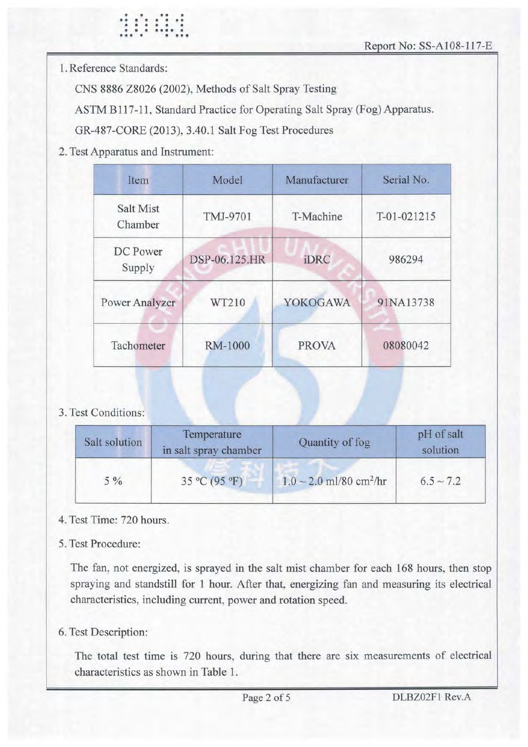1. Reference Standards:

   CNS 8886 Z8026 (2002), Methods of Salt Spray Testing

   ASTM B117-11, Standard Practice for Operating Salt Spray (Fog) Apparatus.

   GR-487-CORE (2013), 3.40.1 Salt Fog Test Procedures

2. Test Apparatus and Instrument:

| Item | Model | Manufacturer | Serial No. |
|---|---|---|---|
| Salt Mist Chamber | TMJ-9701 | T-Machine | T-01-021215 |
| DC Power Supply | DSP-06.125.HR | iDRC | 986294 |
| Power Analyzer | WT210 | YOKOGAWA | 91NA13738 |
| Tachometer | RM-1000 | PROVA | 08080042 |

3. Test Conditions:

| Salt solution | Temperature in salt spray chamber | Quantity of fog | pH of salt solution |
|---|---|---|---|
| 5 % | 35 °C (95 °F) | 1.0 ~ 2.0 ml/80 $cm^2$/hr | 6.5 ~ 7.2 |

4. Test Time: 720 hours.

5. Test Procedure:

   The fan, not energized, is sprayed in the salt mist chamber for each 168 hours, then stop spraying and standstill for 1 hour. After that, energizing fan and measuring its electrical characteristics, including current, power and rotation speed.

6. Test Description:

   The total test time is 720 hours, during that there are six measurements of electrical characteristics as shown in Table 1.